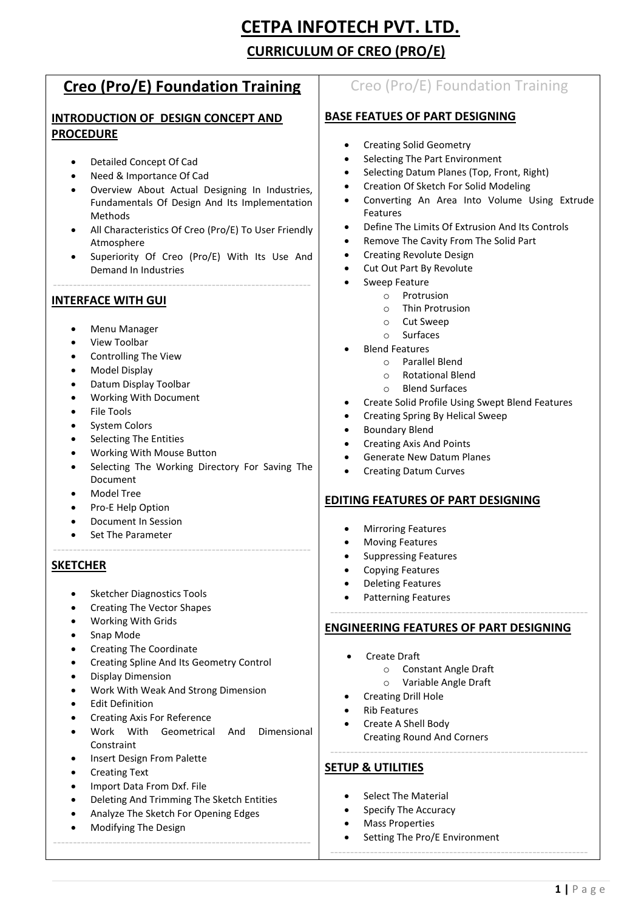# CETPA INFOTECH PVT. LTD.

## CURRICULUM OF CREO (PRO/E)

## Creo (Pro/E) Foundation Training

### INTRODUCTION OF DESIGN CONCEPT AND PROCEDURE

- Detailed Concept Of Cad
- Need & Importance Of Cad
- Overview About Actual Designing In Industries, Fundamentals Of Design And Its Implementation Methods
- All Characteristics Of Creo (Pro/E) To User Friendly Atmosphere
- Superiority Of Creo (Pro/E) With Its Use And Demand In Industries

### INTERFACE WITH GUI

- Menu Manager
- View Toolbar
- Controlling The View
- Model Display
- Datum Display Toolbar
- Working With Document
- File Tools
- System Colors
- Selecting The Entities
- Working With Mouse Button
- Selecting The Working Directory For Saving The Document
- Model Tree
- Pro-E Help Option
- Document In Session
- Set The Parameter

### SKETCHER

- Sketcher Diagnostics Tools
- Creating The Vector Shapes
- Working With Grids
- Snap Mode
- Creating The Coordinate
- Creating Spline And Its Geometry Control
- Display Dimension
- Work With Weak And Strong Dimension
- Edit Definition
- Creating Axis For Reference
- Work With Geometrical And Dimensional Constraint
- Insert Design From Palette
- Creating Text
- Import Data From Dxf. File
- Deleting And Trimming The Sketch Entities
- Analyze The Sketch For Opening Edges
- Modifying The Design

## Creo (Pro/E) Foundation Training

### BASE FEATUES OF PART DESIGNING

- Creating Solid Geometry
- Selecting The Part Environment
- Selecting Datum Planes (Top, Front, Right)
- Creation Of Sketch For Solid Modeling
- Converting An Area Into Volume Using Extrude Features
- Define The Limits Of Extrusion And Its Controls
- Remove The Cavity From The Solid Part
- Creating Revolute Design
- Cut Out Part By Revolute
- Sweep Feature
  - Protrusion
  - Thin Protrusion
  - Cut Sweep
  - Surfaces
- Blend Features
  - Parallel Blend
  - Rotational Blend
  - Blend Surfaces
- Create Solid Profile Using Swept Blend Features
- Creating Spring By Helical Sweep
- Boundary Blend
- Creating Axis And Points
- Generate New Datum Planes
- Creating Datum Curves

### EDITING FEATURES OF PART DESIGNING

- Mirroring Features
- Moving Features
- Suppressing Features
- Copying Features
- Deleting Features
- Patterning Features

### ENGINEERING FEATURES OF PART DESIGNING

- Create Draft
  - Constant Angle Draft
  - Variable Angle Draft
- Creating Drill Hole
- Rib Features
- Create A Shell Body
  Creating Round And Corners

### SETUP & UTILITIES

- Select The Material
- Specify The Accuracy
- Mass Properties
- Setting The Pro/E Environment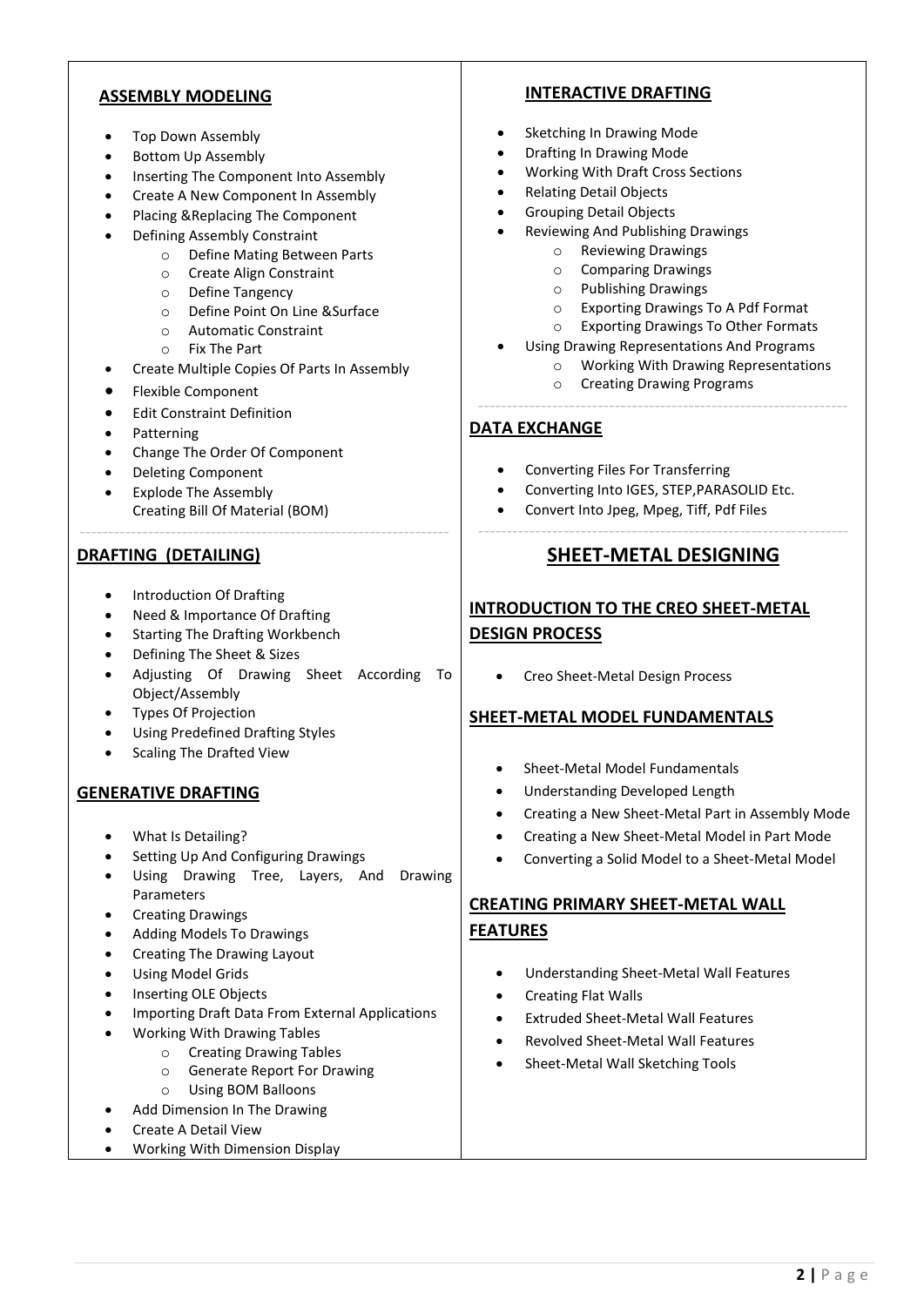## ASSEMBLY MODELING

- Top Down Assembly
- Bottom Up Assembly
- Inserting The Component Into Assembly
- Create A New Component In Assembly
- Placing &Replacing The Component
- Defining Assembly Constraint
    - Define Mating Between Parts
    - Create Align Constraint
    - Define Tangency
    - Define Point On Line &Surface
    - Automatic Constraint
    - Fix The Part
- Create Multiple Copies Of Parts In Assembly
- Flexible Component
- Edit Constraint Definition
- Patterning
- Change The Order Of Component
- Deleting Component
- Explode The Assembly
  Creating Bill Of Material (BOM)

## DRAFTING (DETAILING)

- Introduction Of Drafting
- Need & Importance Of Drafting
- Starting The Drafting Workbench
- Defining The Sheet & Sizes
- Adjusting Of Drawing Sheet According To Object/Assembly
- Types Of Projection
- Using Predefined Drafting Styles
- Scaling The Drafted View

## GENERATIVE DRAFTING

- What Is Detailing?
- Setting Up And Configuring Drawings
- Using Drawing Tree, Layers, And Drawing Parameters
- Creating Drawings
- Adding Models To Drawings
- Creating The Drawing Layout
- Using Model Grids
- Inserting OLE Objects
- Importing Draft Data From External Applications
- Working With Drawing Tables
    - Creating Drawing Tables
    - Generate Report For Drawing
    - Using BOM Balloons
- Add Dimension In The Drawing
- Create A Detail View
- Working With Dimension Display

## INTERACTIVE DRAFTING

- Sketching In Drawing Mode
- Drafting In Drawing Mode
- Working With Draft Cross Sections
- Relating Detail Objects
- Grouping Detail Objects
- Reviewing And Publishing Drawings
    - Reviewing Drawings
    - Comparing Drawings
    - Publishing Drawings
    - Exporting Drawings To A Pdf Format
    - Exporting Drawings To Other Formats
- Using Drawing Representations And Programs
    - Working With Drawing Representations
    - Creating Drawing Programs

## DATA EXCHANGE

- Converting Files For Transferring
- Converting Into IGES, STEP,PARASOLID Etc.
- Convert Into Jpeg, Mpeg, Tiff, Pdf Files

# SHEET-METAL DESIGNING

## INTRODUCTION TO THE CREO SHEET-METAL DESIGN PROCESS

- Creo Sheet-Metal Design Process

## SHEET-METAL MODEL FUNDAMENTALS

- Sheet-Metal Model Fundamentals
- Understanding Developed Length
- Creating a New Sheet-Metal Part in Assembly Mode
- Creating a New Sheet-Metal Model in Part Mode
- Converting a Solid Model to a Sheet-Metal Model

## CREATING PRIMARY SHEET-METAL WALL FEATURES

- Understanding Sheet-Metal Wall Features
- Creating Flat Walls
- Extruded Sheet-Metal Wall Features
- Revolved Sheet-Metal Wall Features
- Sheet-Metal Wall Sketching Tools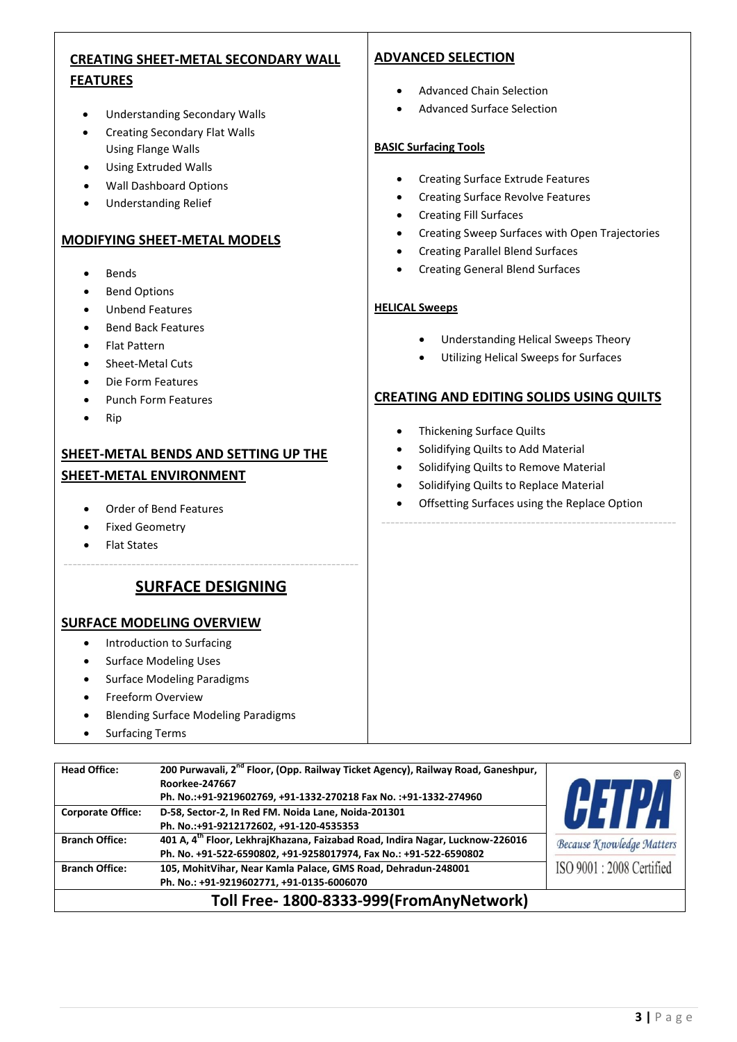## CREATING SHEET-METAL SECONDARY WALL FEATURES

- Understanding Secondary Walls
- Creating Secondary Flat Walls
  Using Flange Walls
- Using Extruded Walls
- Wall Dashboard Options
- Understanding Relief

## MODIFYING SHEET-METAL MODELS

- Bends
- Bend Options
- Unbend Features
- Bend Back Features
- Flat Pattern
- Sheet-Metal Cuts
- Die Form Features
- Punch Form Features
- Rip

## SHEET-METAL BENDS AND SETTING UP THE SHEET-METAL ENVIRONMENT

- Order of Bend Features
- Fixed Geometry
- Flat States

# SURFACE DESIGNING

## SURFACE MODELING OVERVIEW

- Introduction to Surfacing
- Surface Modeling Uses
- Surface Modeling Paradigms
- Freeform Overview
- Blending Surface Modeling Paradigms
- Surfacing Terms

## ADVANCED SELECTION

- Advanced Chain Selection
- Advanced Surface Selection

### BASIC Surfacing Tools

- Creating Surface Extrude Features
- Creating Surface Revolve Features
- Creating Fill Surfaces
- Creating Sweep Surfaces with Open Trajectories
- Creating Parallel Blend Surfaces
- Creating General Blend Surfaces

### HELICAL Sweeps

- Understanding Helical Sweeps Theory
- Utilizing Helical Sweeps for Surfaces

## CREATING AND EDITING SOLIDS USING QUILTS

- Thickening Surface Quilts
- Solidifying Quilts to Add Material
- Solidifying Quilts to Remove Material
- Solidifying Quilts to Replace Material
- Offsetting Surfaces using the Replace Option

| | |
|---|---|
| **Head Office:** | **200 Purwavali, 2nd Floor, (Opp. Railway Ticket Agency), Railway Road, Ganeshpur, Roorkee-247667**<br>**Ph. No.:+91-9219602769, +91-1332-270218 Fax No. :+91-1332-274960** |
| **Corporate Office:** | **D-58, Sector-2, In Red FM. Noida Lane, Noida-201301**<br>**Ph. No.:+91-9212172602, +91-120-4535353** |
| **Branch Office:** | **401 A, 4th Floor, LekhrajKhazana, Faizabad Road, Indira Nagar, Lucknow-226016**<br>**Ph. No. +91-522-6590802, +91-9258017974, Fax No.: +91-522-6590802** |
| **Branch Office:** | **105, MohitVihar, Near Kamla Palace, GMS Road, Dehradun-248001**<br>**Ph. No.: +91-9219602771, +91-0135-6006070** |

CETPA®
Because Knowledge Matters
ISO 9001 : 2008 Certified

**Toll Free- 1800-8333-999(FromAnyNetwork)**